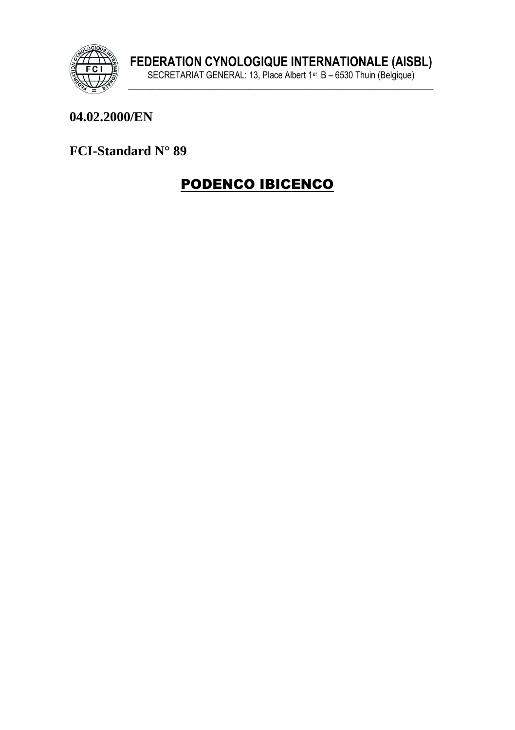**FEDERATION CYNOLOGIQUE INTERNATIONALE (AISBL)**

SECRETARIAT GENERAL: 13, Place Albert 1er B – 6530 Thuin (Belgique)

**04.02.2000/EN**

**FCI-Standard N° 89**

# PODENCO IBICENCO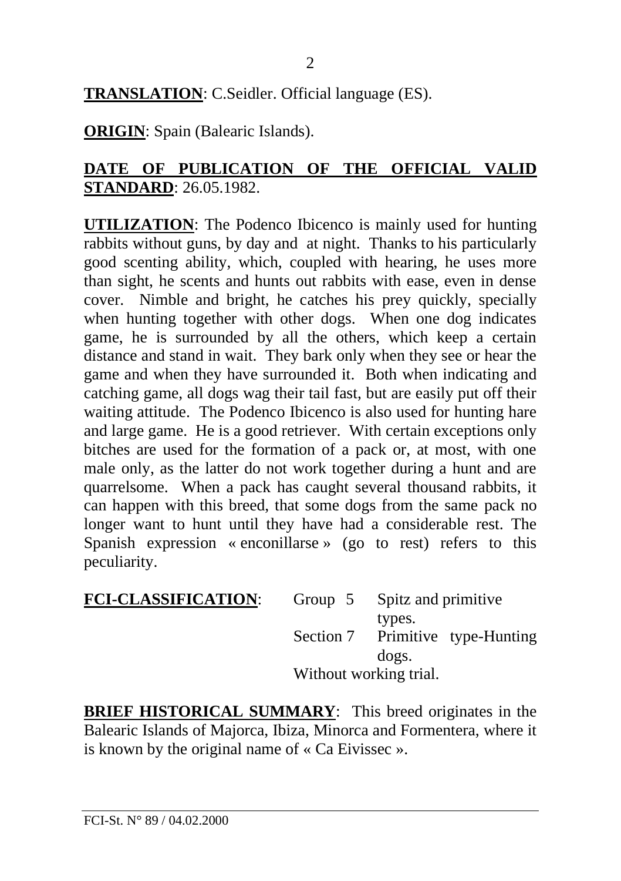**TRANSLATION**: C.Seidler. Official language (ES).

**ORIGIN**: Spain (Balearic Islands).

**DATE OF PUBLICATION OF THE OFFICIAL VALID STANDARD**: 26.05.1982.

**UTILIZATION**: The Podenco Ibicenco is mainly used for hunting rabbits without guns, by day and at night. Thanks to his particularly good scenting ability, which, coupled with hearing, he uses more than sight, he scents and hunts out rabbits with ease, even in dense cover. Nimble and bright, he catches his prey quickly, specially when hunting together with other dogs. When one dog indicates game, he is surrounded by all the others, which keep a certain distance and stand in wait. They bark only when they see or hear the game and when they have surrounded it. Both when indicating and catching game, all dogs wag their tail fast, but are easily put off their waiting attitude. The Podenco Ibicenco is also used for hunting hare and large game. He is a good retriever. With certain exceptions only bitches are used for the formation of a pack or, at most, with one male only, as the latter do not work together during a hunt and are quarrelsome. When a pack has caught several thousand rabbits, it can happen with this breed, that some dogs from the same pack no longer want to hunt until they have had a considerable rest. The Spanish expression « enconillarse » (go to rest) refers to this peculiarity.

**FCI-CLASSIFICATION**: Group 5 Spitz and primitive types.
Section 7 Primitive type-Hunting dogs.
Without working trial.

**BRIEF HISTORICAL SUMMARY**: This breed originates in the Balearic Islands of Majorca, Ibiza, Minorca and Formentera, where it is known by the original name of « Ca Eivissec ».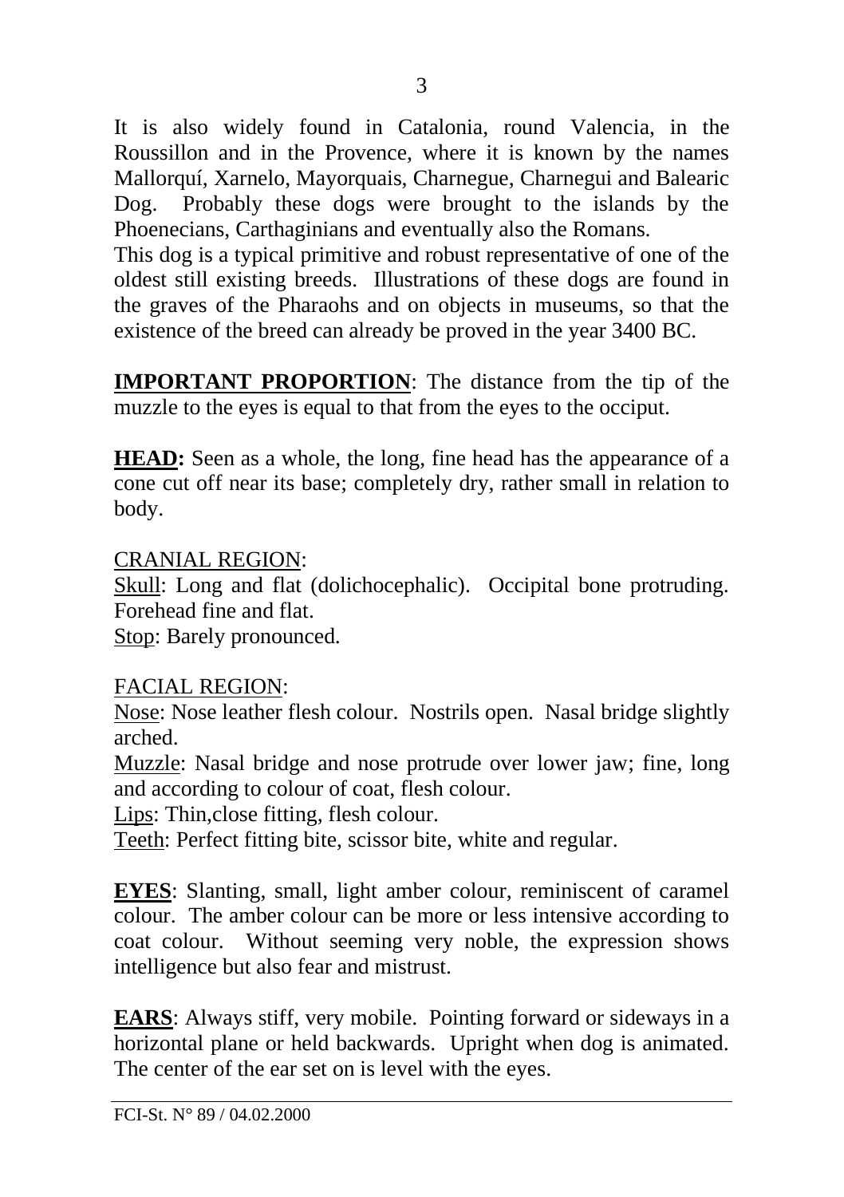It is also widely found in Catalonia, round Valencia, in the Roussillon and in the Provence, where it is known by the names Mallorquí, Xarnelo, Mayorquais, Charnegue, Charnegui and Balearic Dog. Probably these dogs were brought to the islands by the Phoenecians, Carthaginians and eventually also the Romans.
This dog is a typical primitive and robust representative of one of the oldest still existing breeds. Illustrations of these dogs are found in the graves of the Pharaohs and on objects in museums, so that the existence of the breed can already be proved in the year 3400 BC.

**IMPORTANT PROPORTION**: The distance from the tip of the muzzle to the eyes is equal to that from the eyes to the occiput.

**HEAD:** Seen as a whole, the long, fine head has the appearance of a cone cut off near its base; completely dry, rather small in relation to body.

CRANIAL REGION:
Skull: Long and flat (dolichocephalic). Occipital bone protruding. Forehead fine and flat.
Stop: Barely pronounced.

FACIAL REGION:
Nose: Nose leather flesh colour. Nostrils open. Nasal bridge slightly arched.
Muzzle: Nasal bridge and nose protrude over lower jaw; fine, long and according to colour of coat, flesh colour.
Lips: Thin,close fitting, flesh colour.
Teeth: Perfect fitting bite, scissor bite, white and regular.

**EYES**: Slanting, small, light amber colour, reminiscent of caramel colour. The amber colour can be more or less intensive according to coat colour. Without seeming very noble, the expression shows intelligence but also fear and mistrust.

**EARS**: Always stiff, very mobile. Pointing forward or sideways in a horizontal plane or held backwards. Upright when dog is animated. The center of the ear set on is level with the eyes.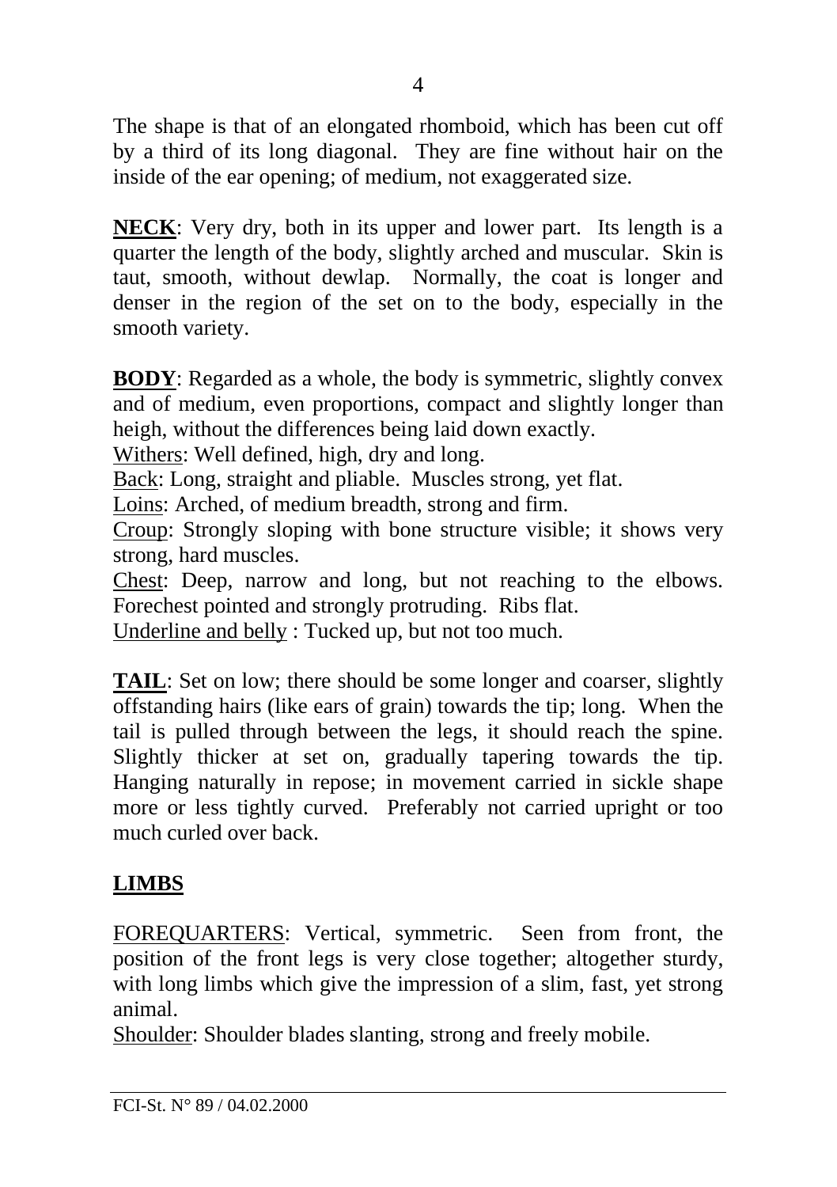The shape is that of an elongated rhomboid, which has been cut off by a third of its long diagonal. They are fine without hair on the inside of the ear opening; of medium, not exaggerated size.

**NECK**: Very dry, both in its upper and lower part. Its length is a quarter the length of the body, slightly arched and muscular. Skin is taut, smooth, without dewlap. Normally, the coat is longer and denser in the region of the set on to the body, especially in the smooth variety.

**BODY**: Regarded as a whole, the body is symmetric, slightly convex and of medium, even proportions, compact and slightly longer than heigh, without the differences being laid down exactly.
Withers: Well defined, high, dry and long.
Back: Long, straight and pliable. Muscles strong, yet flat.
Loins: Arched, of medium breadth, strong and firm.
Croup: Strongly sloping with bone structure visible; it shows very strong, hard muscles.
Chest: Deep, narrow and long, but not reaching to the elbows. Forechest pointed and strongly protruding. Ribs flat.
Underline and belly : Tucked up, but not too much.

**TAIL**: Set on low; there should be some longer and coarser, slightly offstanding hairs (like ears of grain) towards the tip; long. When the tail is pulled through between the legs, it should reach the spine. Slightly thicker at set on, gradually tapering towards the tip. Hanging naturally in repose; in movement carried in sickle shape more or less tightly curved. Preferably not carried upright or too much curled over back.

## LIMBS

FOREQUARTERS: Vertical, symmetric. Seen from front, the position of the front legs is very close together; altogether sturdy, with long limbs which give the impression of a slim, fast, yet strong animal.
Shoulder: Shoulder blades slanting, strong and freely mobile.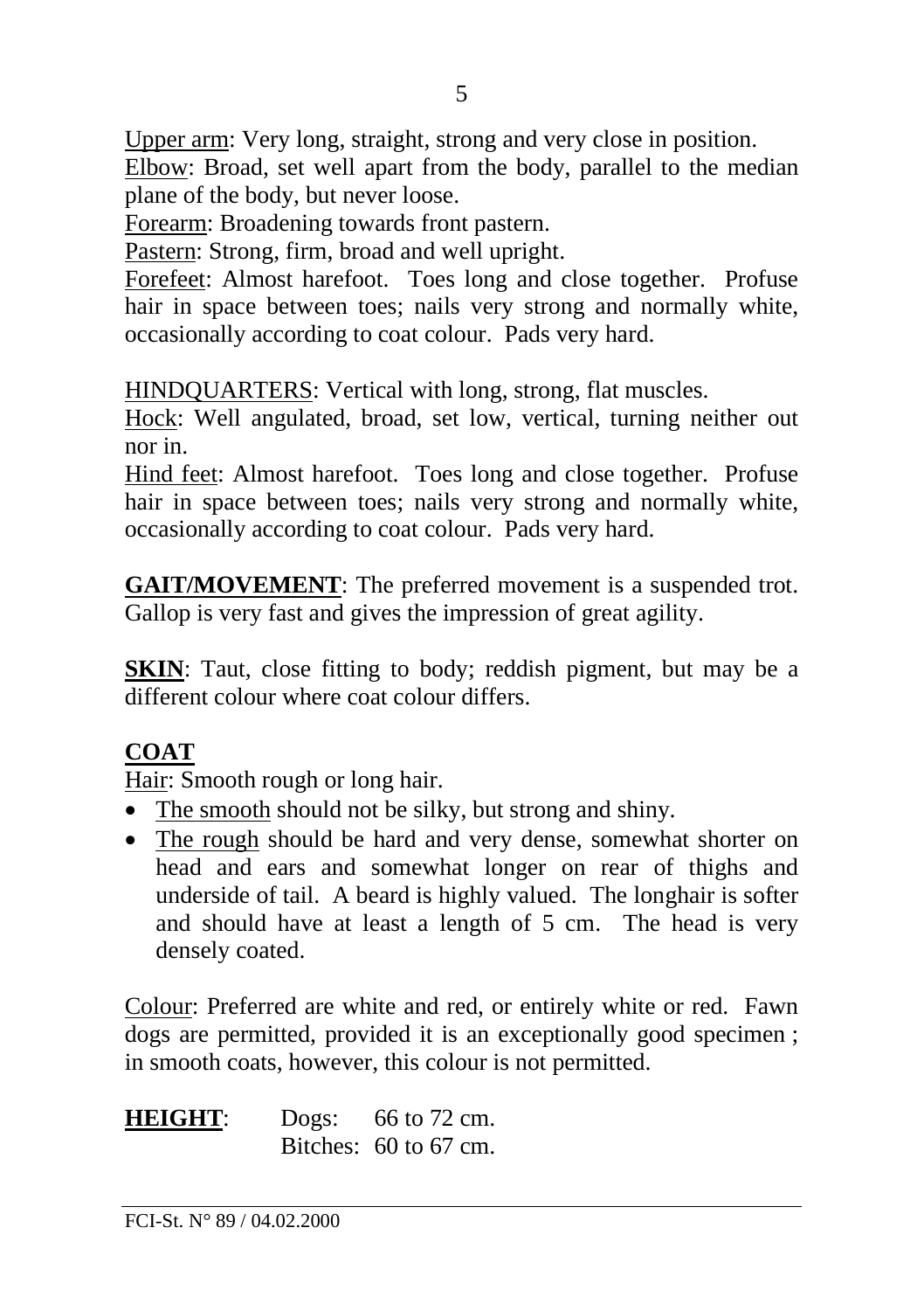Upper arm: Very long, straight, strong and very close in position.
Elbow: Broad, set well apart from the body, parallel to the median plane of the body, but never loose.
Forearm: Broadening towards front pastern.
Pastern: Strong, firm, broad and well upright.
Forefeet: Almost harefoot. Toes long and close together. Profuse hair in space between toes; nails very strong and normally white, occasionally according to coat colour. Pads very hard.

HINDQUARTERS: Vertical with long, strong, flat muscles.
Hock: Well angulated, broad, set low, vertical, turning neither out nor in.
Hind feet: Almost harefoot. Toes long and close together. Profuse hair in space between toes; nails very strong and normally white, occasionally according to coat colour. Pads very hard.

**GAIT/MOVEMENT**: The preferred movement is a suspended trot. Gallop is very fast and gives the impression of great agility.

**SKIN**: Taut, close fitting to body; reddish pigment, but may be a different colour where coat colour differs.

## COAT

Hair: Smooth rough or long hair.

- The smooth should not be silky, but strong and shiny.
- The rough should be hard and very dense, somewhat shorter on head and ears and somewhat longer on rear of thighs and underside of tail. A beard is highly valued. The longhair is softer and should have at least a length of 5 cm. The head is very densely coated.

Colour: Preferred are white and red, or entirely white or red. Fawn dogs are permitted, provided it is an exceptionally good specimen ; in smooth coats, however, this colour is not permitted.

**HEIGHT**: Dogs: 66 to 72 cm.
Bitches: 60 to 67 cm.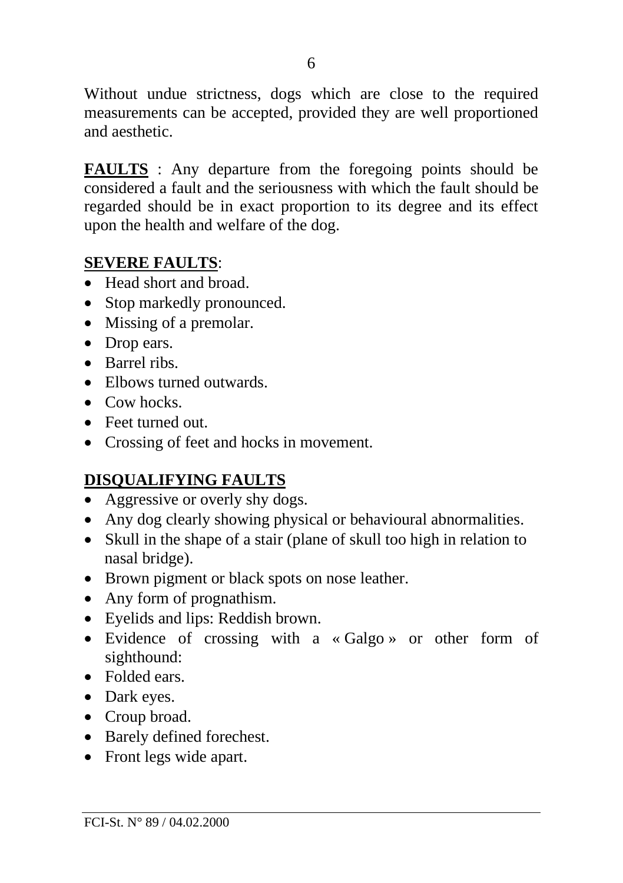Without undue strictness, dogs which are close to the required measurements can be accepted, provided they are well proportioned and aesthetic.

**FAULTS** : Any departure from the foregoing points should be considered a fault and the seriousness with which the fault should be regarded should be in exact proportion to its degree and its effect upon the health and welfare of the dog.

**SEVERE FAULTS**:

- Head short and broad.
- Stop markedly pronounced.
- Missing of a premolar.
- Drop ears.
- Barrel ribs.
- Elbows turned outwards.
- Cow hocks.
- Feet turned out.
- Crossing of feet and hocks in movement.

**DISQUALIFYING FAULTS**

- Aggressive or overly shy dogs.
- Any dog clearly showing physical or behavioural abnormalities.
- Skull in the shape of a stair (plane of skull too high in relation to nasal bridge).
- Brown pigment or black spots on nose leather.
- Any form of prognathism.
- Eyelids and lips: Reddish brown.
- Evidence of crossing with a « Galgo » or other form of sighthound:
- Folded ears.
- Dark eyes.
- Croup broad.
- Barely defined forechest.
- Front legs wide apart.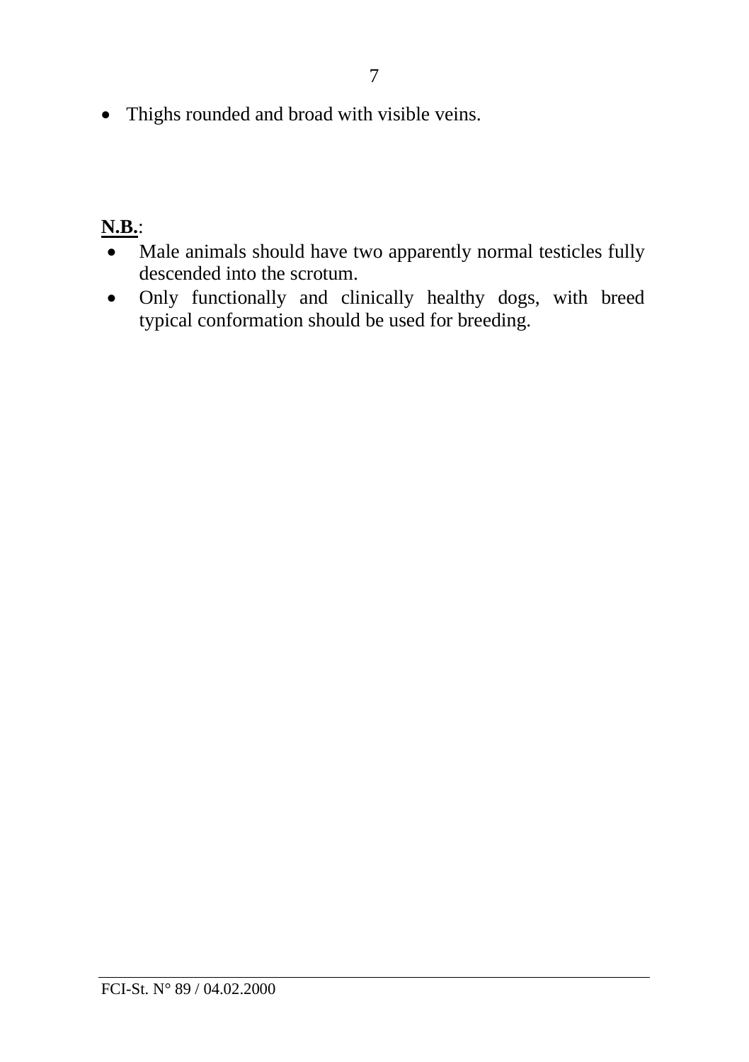- Thighs rounded and broad with visible veins.

**N.B.**:

- Male animals should have two apparently normal testicles fully descended into the scrotum.
- Only functionally and clinically healthy dogs, with breed typical conformation should be used for breeding.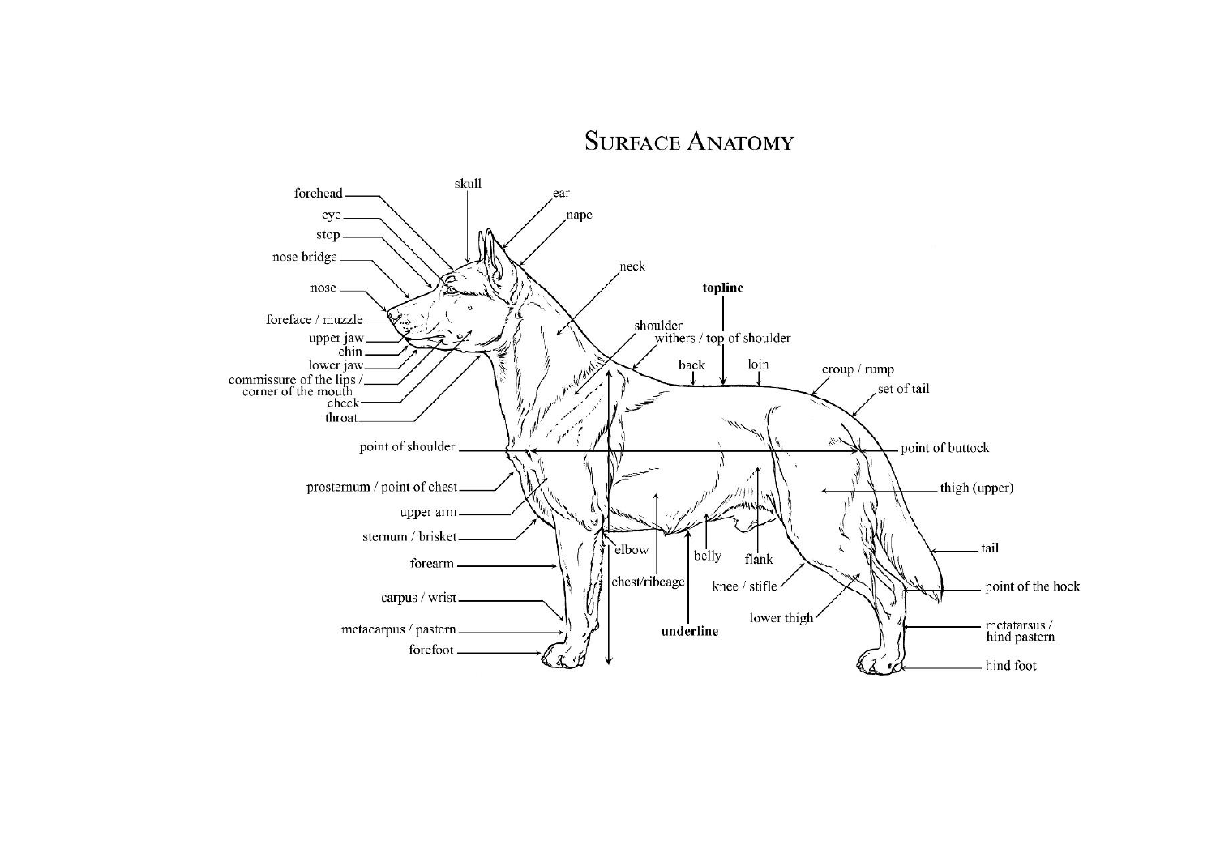# Surface Anatomy

forehead

eye

stop

nose bridge

nose

foreface / muzzle

upper jaw

chin

lower jaw

commissure of the lips / corner of the mouth

cheek

throat

skull

ear

nape

neck

topline

shoulder

withers / top of shoulder

back

loin

croup / rump

set of tail

point of shoulder

point of buttock

prosternum / point of chest

thigh (upper)

upper arm

sternum / brisket

elbow

belly

flank

tail

forearm

chest/ribcage

knee / stifle

point of the hock

carpus / wrist

lower thigh

underline

metacarpus / pastern

metatarsus / hind pastern

forefoot

hind foot